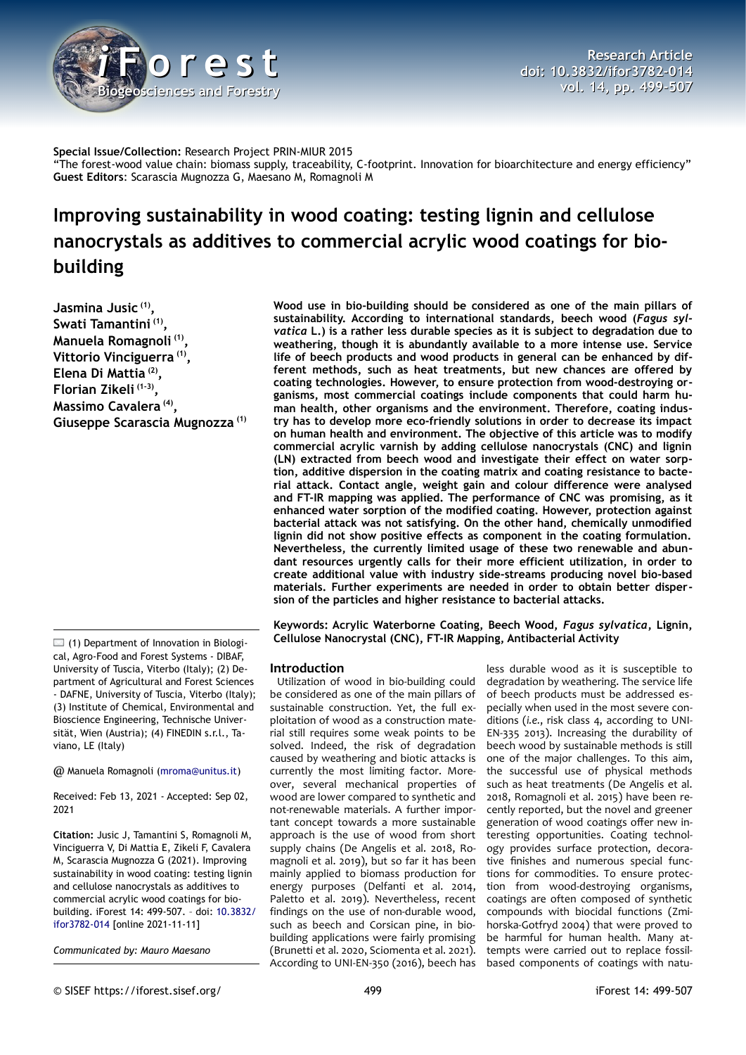**Special Issue/Collection:** Research Project PRIN-MIUR 2015
"The forest-wood value chain: biomass supply, traceability, C-footprint. Innovation for bioarchitecture and energy efficiency"
**Guest Editors**: Scarascia Mugnozza G, Maesano M, Romagnoli M

# Improving sustainability in wood coating: testing lignin and cellulose nanocrystals as additives to commercial acrylic wood coatings for bio-building

**Jasmina Jusic [(1)], Swati Tamantini [(1)], Manuela Romagnoli [(1)], Vittorio Vinciguerra [(1)], Elena Di Mattia [(2)], Florian Zikeli [(1-3)], Massimo Cavalera [(4)], Giuseppe Scarascia Mugnozza [(1)]**

**Wood use in bio-building should be considered as one of the main pillars of sustainability. According to international standards, beech wood (*Fagus sylvatica* L.) is a rather less durable species as it is subject to degradation due to weathering, though it is abundantly available to a more intense use. Service life of beech products and wood products in general can be enhanced by different methods, such as heat treatments, but new chances are offered by coating technologies. However, to ensure protection from wood-destroying organisms, most commercial coatings include components that could harm human health, other organisms and the environment. Therefore, coating industry has to develop more eco-friendly solutions in order to decrease its impact on human health and environment. The objective of this article was to modify commercial acrylic varnish by adding cellulose nanocrystals (CNC) and lignin (LN) extracted from beech wood and investigate their effect on water sorption, additive dispersion in the coating matrix and coating resistance to bacterial attack. Contact angle, weight gain and colour difference were analysed and FT-IR mapping was applied. The performance of CNC was promising, as it enhanced water sorption of the modified coating. However, protection against bacterial attack was not satisfying. On the other hand, chemically unmodified lignin did not show positive effects as component in the coating formulation. Nevertheless, the currently limited usage of these two renewable and abundant resources urgently calls for their more efficient utilization, in order to create additional value with industry side-streams producing novel bio-based materials. Further experiments are needed in order to obtain better dispersion of the particles and higher resistance to bacterial attacks.**

**Keywords: Acrylic Waterborne Coating, Beech Wood, *Fagus sylvatica*, Lignin, Cellulose Nanocrystal (CNC), FT-IR Mapping, Antibacterial Activity**

(1) Department of Innovation in Biological, Agro-Food and Forest Systems - DIBAF, University of Tuscia, Viterbo (Italy); (2) Department of Agricultural and Forest Sciences - DAFNE, University of Tuscia, Viterbo (Italy); (3) Institute of Chemical, Environmental and Bioscience Engineering, Technische Universität, Wien (Austria); (4) FINEDIN s.r.l., Taviano, LE (Italy)

@ Manuela Romagnoli (mroma@unitus.it)

Received: Feb 13, 2021 - Accepted: Sep 02, 2021

**Citation:** Jusic J, Tamantini S, Romagnoli M, Vinciguerra V, Di Mattia E, Zikeli F, Cavalera M, Scarascia Mugnozza G (2021). Improving sustainability in wood coating: testing lignin and cellulose nanocrystals as additives to commercial acrylic wood coatings for bio-building. iForest 14: 499-507. – doi: 10.3832/ifor3782-014 [online 2021-11-11]

*Communicated by: Mauro Maesano*

## Introduction

Utilization of wood in bio-building could be considered as one of the main pillars of sustainable construction. Yet, the full exploitation of wood as a construction material still requires some weak points to be solved. Indeed, the risk of degradation caused by weathering and biotic attacks is currently the most limiting factor. Moreover, several mechanical properties of wood are lower compared to synthetic and not-renewable materials. A further important concept towards a more sustainable approach is the use of wood from short supply chains (De Angelis et al. 2018, Romagnoli et al. 2019), but so far it has been mainly applied to biomass production for energy purposes (Delfanti et al. 2014, Paletto et al. 2019). Nevertheless, recent findings on the use of non-durable wood, such as beech and Corsican pine, in bio-building applications were fairly promising (Brunetti et al. 2020, Sciomenta et al. 2021). According to UNI-EN-350 (2016), beech has less durable wood as it is susceptible to degradation by weathering. The service life of beech products must be addressed especially when used in the most severe conditions (*i.e.*, risk class 4, according to UNI-EN-335 2013). Increasing the durability of beech wood by sustainable methods is still one of the major challenges. To this aim, the successful use of physical methods such as heat treatments (De Angelis et al. 2018, Romagnoli et al. 2015) have been recently reported, but the novel and greener generation of wood coatings offer new interesting opportunities. Coating technology provides surface protection, decorative finishes and numerous special functions for commodities. To ensure protection from wood-destroying organisms, coatings are often composed of synthetic compounds with biocidal functions (Zmihorska-Gotfryd 2004) that were proved to be harmful for human health. Many attempts were carried out to replace fossil-based components of coatings with natu-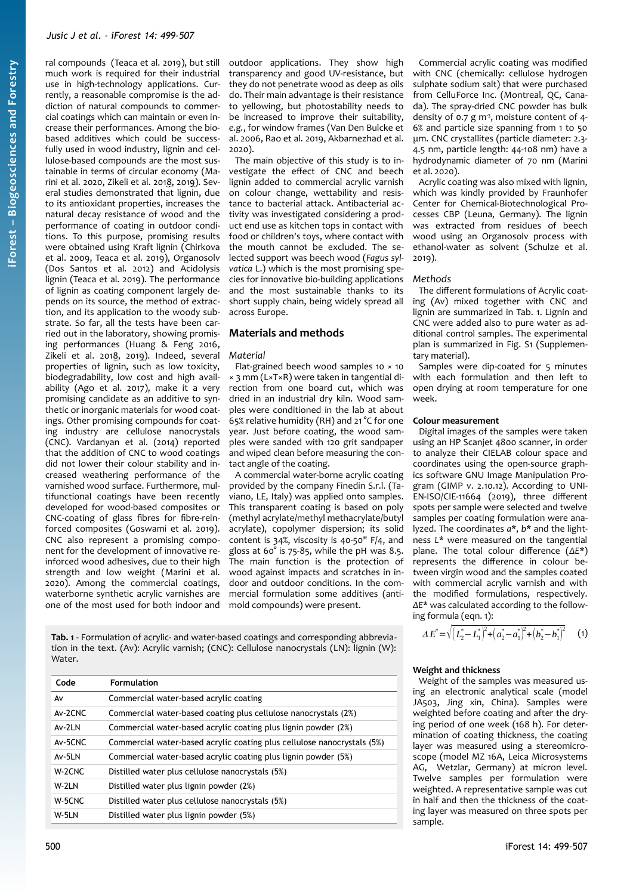ral compounds (Teaca et al. 2019), but still much work is required for their industrial use in high-technology applications. Currently, a reasonable compromise is the addiction of natural compounds to commercial coatings which can maintain or even increase their performances. Among the biobased additives which could be successfully used in wood industry, lignin and cellulose-based compounds are the most sustainable in terms of circular economy (Marini et al. 2020, Zikeli et al. 2018, 2019). Several studies demonstrated that lignin, due to its antioxidant properties, increases the natural decay resistance of wood and the performance of coating in outdoor conditions. To this purpose, promising results were obtained using Kraft lignin (Chirkova et al. 2009, Teaca et al. 2019), Organosolv (Dos Santos et al. 2012) and Acidolysis lignin (Teaca et al. 2019). The performance of lignin as coating component largely depends on its source, the method of extraction, and its application to the woody substrate. So far, all the tests have been carried out in the laboratory, showing promising performances (Huang & Feng 2016, Zikeli et al. 2018, 2019). Indeed, several properties of lignin, such as low toxicity, biodegradability, low cost and high availability (Ago et al. 2017), make it a very promising candidate as an additive to synthetic or inorganic materials for wood coatings. Other promising compounds for coating industry are cellulose nanocrystals (CNC). Vardanyan et al. (2014) reported that the addition of CNC to wood coatings did not lower their colour stability and increased weathering performance of the varnished wood surface. Furthermore, multifunctional coatings have been recently developed for wood-based composites or CNC-coating of glass fibres for fibre-reinforced composites (Goswami et al. 2019). CNC also represent a promising component for the development of innovative reinforced wood adhesives, due to their high strength and low weight (Marini et al. 2020). Among the commercial coatings, waterborne synthetic acrylic varnishes are one of the most used for both indoor and outdoor applications. They show high transparency and good UV-resistance, but they do not penetrate wood as deep as oils do. Their main advantage is their resistance to yellowing, but photostability needs to be increased to improve their suitability, *e.g.*, for window frames (Van Den Bulcke et al. 2006, Rao et al. 2019, Akbarnezhad et al. 2020).

The main objective of this study is to investigate the effect of CNC and beech lignin added to commercial acrylic varnish on colour change, wettability and resistance to bacterial attack. Antibacterial activity was investigated considering a product end use as kitchen tops in contact with food or children's toys, where contact with the mouth cannot be excluded. The selected support was beech wood (*Fagus sylvatica* L.) which is the most promising species for innovative bio-building applications and the most sustainable thanks to its short supply chain, being widely spread all across Europe.

## Materials and methods

### Material

Flat-grained beech wood samples 10 × 10 × 3 mm (L×T×R) were taken in tangential direction from one board cut, which was dried in an industrial dry kiln. Wood samples were conditioned in the lab at about 65% relative humidity (RH) and 21 °C for one year. Just before coating, the wood samples were sanded with 120 grit sandpaper and wiped clean before measuring the contact angle of the coating.

A commercial water-borne acrylic coating provided by the company Finedin S.r.l. (Taviano, LE, Italy) was applied onto samples. This transparent coating is based on poly (methyl acrylate/methyl methacrylate/butyl acrylate), copolymer dispersion; its solid content is 34%, viscosity is 40-50" F/4, and gloss at 60° is 75-85, while the pH was 8.5. The main function is the protection of wood against impacts and scratches in indoor and outdoor conditions. In the commercial formulation some additives (anti-mold compounds) were present.

Commercial acrylic coating was modified with CNC (chemically: cellulose hydrogen sulphate sodium salt) that were purchased from CelluForce Inc. (Montreal, QC, Canada). The spray-dried CNC powder has bulk density of 0.7 g m$^{-3}$, moisture content of 4-6% and particle size spanning from 1 to 50 µm. CNC crystallites (particle diameter: 2.3-4.5 nm, particle length: 44-108 nm) have a hydrodynamic diameter of 70 nm (Marini et al. 2020).

Acrylic coating was also mixed with lignin, which was kindly provided by Fraunhofer Center for Chemical-Biotechnological Processes CBP (Leuna, Germany). The lignin was extracted from residues of beech wood using an Organosolv process with ethanol-water as solvent (Schulze et al. 2019).

### Methods

The different formulations of Acrylic coating (Av) mixed together with CNC and lignin are summarized in Tab. 1. Lignin and CNC were added also to pure water as additional control samples. The experimental plan is summarized in Fig. S1 (Supplementary material).

Samples were dip-coated for 5 minutes with each formulation and then left to open drying at room temperature for one week.

**Tab. 1** - Formulation of acrylic- and water-based coatings and corresponding abbreviation in the text. (Av): Acrylic varnish; (CNC): Cellulose nanocrystals (LN): lignin (W): Water.

| Code | Formulation |
|---|---|
| Av | Commercial water-based acrylic coating |
| Av-2CNC | Commercial water-based coating plus cellulose nanocrystals (2%) |
| Av-2LN | Commercial water-based acrylic coating plus lignin powder (2%) |
| Av-5CNC | Commercial water-based acrylic coating plus cellulose nanocrystals (5%) |
| Av-5LN | Commercial water-based acrylic coating plus lignin powder (5%) |
| W-2CNC | Distilled water plus cellulose nanocrystals (5%) |
| W-2LN | Distilled water plus lignin powder (2%) |
| W-5CNC | Distilled water plus cellulose nanocrystals (5%) |
| W-5LN | Distilled water plus lignin powder (5%) |

#### Colour measurement

Digital images of the samples were taken using an HP Scanjet 4800 scanner, in order to analyze their CIELAB colour space and coordinates using the open-source graphics software GNU Image Manipulation Program (GIMP v. 2.10.12). According to UNI-EN-ISO/CIE-11664 (2019), three different spots per sample were selected and twelve samples per coating formulation were analyzed. The coordinates $a^*$, $b^*$ and the lightness $L^*$ were measured on the tangential plane. The total colour difference ($\Delta E^*$) represents the difference in colour between virgin wood and the samples coated with commercial acrylic varnish and with the modified formulations, respectively. $\Delta E^*$ was calculated according to the following formula (eqn. 1):

$$\Delta E^* = \sqrt{\left(L_2^* - L_1^*\right)^2 + \left(a_2^* - a_1^*\right)^2 + \left(b_2^* - b_1^*\right)^2} \quad (1)$$

#### Weight and thickness

Weight of the samples was measured using an electronic analytical scale (model JA503, Jing xin, China). Samples were weighted before coating and after the drying period of one week (168 h). For determination of coating thickness, the coating layer was measured using a stereomicroscope (model MZ 16A, Leica Microsystems AG, Wetzlar, Germany) at micron level. Twelve samples per formulation were weighted. A representative sample was cut in half and then the thickness of the coating layer was measured on three spots per sample.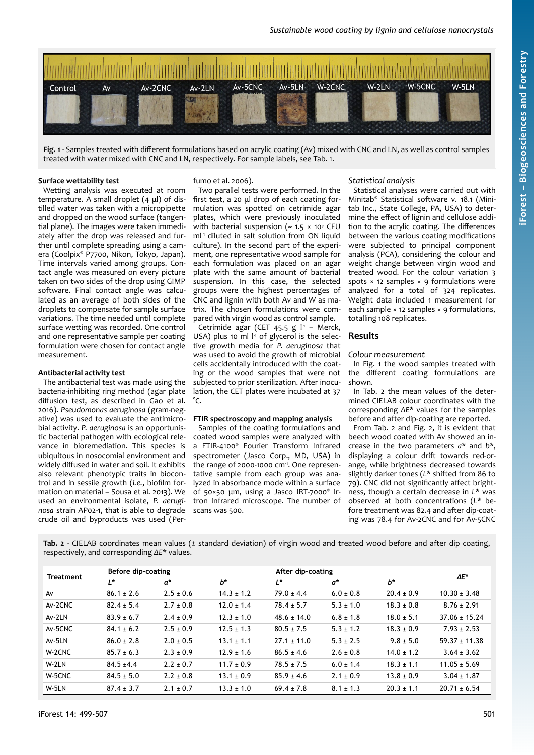Fig. 1 - Samples treated with different formulations based on acrylic coating (Av) mixed with CNC and LN, as well as control samples treated with water mixed with CNC and LN, respectively. For sample labels, see Tab. 1.

### Surface wettability test

Wetting analysis was executed at room temperature. A small droplet (4 µl) of distilled water was taken with a micropipette and dropped on the wood surface (tangential plane). The images were taken immediately after the drop was released and further until complete spreading using a camera (Coolpix® P7700, Nikon, Tokyo, Japan). Time intervals varied among groups. Contact angle was measured on every picture taken on two sides of the drop using GIMP software. Final contact angle was calculated as an average of both sides of the droplets to compensate for sample surface variations. The time needed until complete surface wetting was recorded. One control and one representative sample per coating formulation were chosen for contact angle measurement.

### Antibacterial activity test

The antibacterial test was made using the bacteria-inhibiting ring method (agar plate diffusion test, as described in Gao et al. 2016). *Pseudomonas aeruginosa* (gram-negative) was used to evaluate the antimicrobial activity. *P. aeruginosa* is an opportunistic bacterial pathogen with ecological relevance in bioremediation. This species is ubiquitous in nosocomial environment and widely diffused in water and soil. It exhibits also relevant phenotypic traits in biocontrol and in sessile growth (*i.e.*, biofilm formation on material – Sousa et al. 2013). We used an environmental isolate, *P. aeruginosa* strain AP02-1, that is able to degrade crude oil and byproducts was used (Perfumo et al. 2006).

Two parallel tests were performed. In the first test, a 20 µl drop of each coating formulation was spotted on cetrimide agar plates, which were previously inoculated with bacterial suspension (~ $1.5 \times 10^5$ CFU $ml^{-1}$ diluted in salt solution from ON liquid culture). In the second part of the experiment, one representative wood sample for each formulation was placed on an agar plate with the same amount of bacterial suspension. In this case, the selected groups were the highest percentages of CNC and lignin with both Av and W as matrix. The chosen formulations were compared with virgin wood as control sample.

Cetrimide agar (CET 45.5 g $l^{-1}$ – Merck, USA) plus 10 ml $l^{-1}$ of glycerol is the selective growth media for *P. aeruginosa* that was used to avoid the growth of microbial cells accidentally introduced with the coating or the wood samples that were not subjected to prior sterilization. After inoculation, the CET plates were incubated at 37 °C.

### FTIR spectroscopy and mapping analysis

Samples of the coating formulations and coated wood samples were analyzed with a FTIR-4100® Fourier Transform Infrared spectrometer (Jasco Corp., MD, USA) in the range of 2000-1000 $cm^{-1}$. One representative sample from each group was analyzed in absorbance mode within a surface of 50×50 µm, using a Jasco IRT-7000® Irtron Infrared microscope. The number of scans was 500.

### *Statistical analysis*

Statistical analyses were carried out with Minitab® Statistical software v. 18.1 (Minitab Inc., State College, PA, USA) to determine the effect of lignin and cellulose addition to the acrylic coating. The differences between the various coating modifications were subjected to principal component analysis (PCA), considering the colour and weight change between virgin wood and treated wood. For the colour variation 3 spots × 12 samples × 9 formulations were analyzed for a total of 324 replicates. Weight data included 1 measurement for each sample × 12 samples × 9 formulations, totalling 108 replicates.

## Results

### *Colour measurement*

In Fig. 1 the wood samples treated with the different coating formulations are shown.

In Tab. 2 the mean values of the determined CIELAB colour coordinates with the corresponding *ΔE** values for the samples before and after dip-coating are reported.

From Tab. 2 and Fig. 2, it is evident that beech wood coated with Av showed an increase in the two parameters *a** and *b**, displaying a colour drift towards red-orange, while brightness decreased towards slightly darker tones (*L** shifted from 86 to 79). CNC did not significantly affect brightness, though a certain decrease in *L** was observed at both concentrations (*L** before treatment was 82.4 and after dip-coating was 78.4 for Av-2CNC and for Av-5CNC

Tab. 2 - CIELAB coordinates mean values (± standard deviation) of virgin wood and treated wood before and after dip coating, respectively, and corresponding *ΔE** values.

| Treatment | Before dip-coating | | | After dip-coating | | | *ΔE** |
|---|---|---|---|---|---|---|---|
| | *L** | *a** | *b** | *L** | *a** | *b** | |
| Av | 86.1 ± 2.6 | 2.5 ± 0.6 | 14.3 ± 1.2 | 79.0 ± 4.4 | 6.0 ± 0.8 | 20.4 ± 0.9 | 10.30 ± 3.48 |
| Av-2CNC | 82.4 ± 5.4 | 2.7 ± 0.8 | 12.0 ± 1.4 | 78.4 ± 5.7 | 5.3 ± 1.0 | 18.3 ± 0.8 | 8.76 ± 2.91 |
| Av-2LN | 83.9 ± 6.7 | 2.4 ± 0.9 | 12.3 ± 1.0 | 48.6 ± 14.0 | 6.8 ± 1.8 | 18.0 ± 5.1 | 37.06 ± 15.24 |
| Av-5CNC | 84.1 ± 6.2 | 2.5 ± 0.9 | 12.5 ± 1.3 | 80.5 ± 7.5 | 5.3 ± 1.2 | 18.3 ± 0.9 | 7.93 ± 2.53 |
| Av-5LN | 86.0 ± 2.8 | 2.0 ± 0.5 | 13.1 ± 1.1 | 27.1 ± 11.0 | 5.3 ± 2.5 | 9.8 ± 5.0 | 59.37 ± 11.38 |
| W-2CNC | 85.7 ± 6.3 | 2.3 ± 0.9 | 12.9 ± 1.6 | 86.5 ± 4.6 | 2.6 ± 0.8 | 14.0 ± 1.2 | 3.64 ± 3.62 |
| W-2LN | 84.5 ±4.4 | 2.2 ± 0.7 | 11.7 ± 0.9 | 78.5 ± 7.5 | 6.0 ± 1.4 | 18.3 ± 1.1 | 11.05 ± 5.69 |
| W-5CNC | 84.5 ± 5.0 | 2.2 ± 0.8 | 13.1 ± 0.9 | 85.9 ± 4.6 | 2.1 ± 0.9 | 13.8 ± 0.9 | 3.04 ± 1.87 |
| W-5LN | 87.4 ± 3.7 | 2.1 ± 0.7 | 13.3 ± 1.0 | 69.4 ± 7.8 | 8.1 ± 1.3 | 20.3 ± 1.1 | 20.71 ± 6.54 |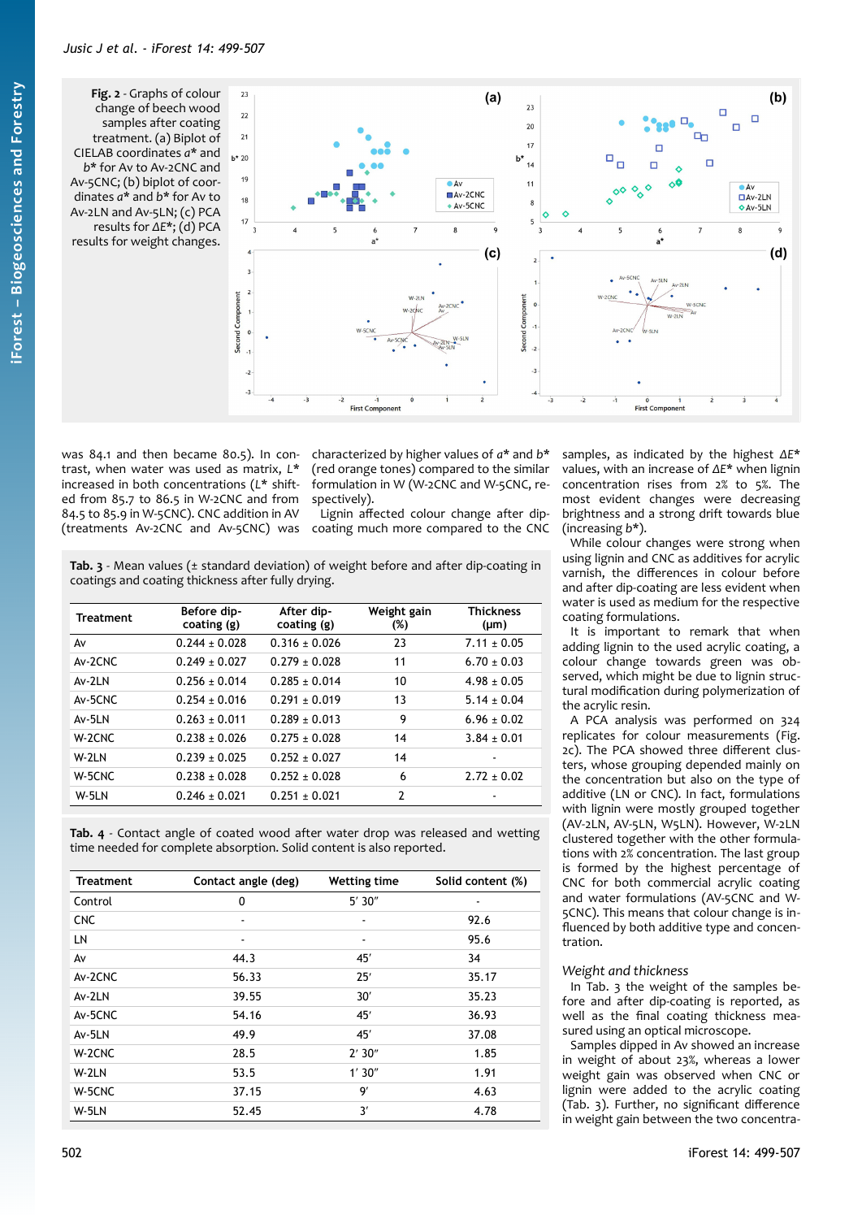Fig. 2 - Graphs of colour change of beech wood samples after coating treatment. (a) Biplot of CIELAB coordinates $a^*$ and $b^*$ for Av to Av-2CNC and Av-5CNC; (b) biplot of coordinates $a^*$ and $b^*$ for Av to Av-2LN and Av-5LN; (c) PCA results for $\Delta E^*$; (d) PCA results for weight changes.

was 84.1 and then became 80.5). In contrast, when water was used as matrix, $L^*$ increased in both concentrations ($L^*$ shifted from 85.7 to 86.5 in W-2CNC and from 84.5 to 85.9 in W-5CNC). CNC addition in AV (treatments Av-2CNC and Av-5CNC) was characterized by higher values of $a^*$ and $b^*$ (red orange tones) compared to the similar formulation in W (W-2CNC and W-5CNC, respectively).

Lignin affected colour change after dip-coating much more compared to the CNC samples, as indicated by the highest $\Delta E^*$ values, with an increase of $\Delta E^*$ when lignin concentration rises from 2% to 5%. The most evident changes were decreasing brightness and a strong drift towards blue (increasing $b^*$).

While colour changes were strong when using lignin and CNC as additives for acrylic varnish, the differences in colour before and after dip-coating are less evident when water is used as medium for the respective coating formulations.

It is important to remark that when adding lignin to the used acrylic coating, a colour change towards green was observed, which might be due to lignin structural modification during polymerization of the acrylic resin.

A PCA analysis was performed on 324 replicates for colour measurements (Fig. 2c). The PCA showed three different clusters, whose grouping depended mainly on the concentration but also on the type of additive (LN or CNC). In fact, formulations with lignin were mostly grouped together (AV-2LN, AV-5LN, W5LN). However, W-2LN clustered together with the other formulations with 2% concentration. The last group is formed by the highest percentage of CNC for both commercial acrylic coating and water formulations (AV-5CNC and W-5CNC). This means that colour change is influenced by both additive type and concentration.

Tab. 3 - Mean values (± standard deviation) of weight before and after dip-coating in coatings and coating thickness after fully drying.

| Treatment | Before dip-coating (g) | After dip-coating (g) | Weight gain (%) | Thickness (μm) |
|---|---|---|---|---|
| Av | 0.244 ± 0.028 | 0.316 ± 0.026 | 23 | 7.11 ± 0.05 |
| Av-2CNC | 0.249 ± 0.027 | 0.279 ± 0.028 | 11 | 6.70 ± 0.03 |
| Av-2LN | 0.256 ± 0.014 | 0.285 ± 0.014 | 10 | 4.98 ± 0.05 |
| Av-5CNC | 0.254 ± 0.016 | 0.291 ± 0.019 | 13 | 5.14 ± 0.04 |
| Av-5LN | 0.263 ± 0.011 | 0.289 ± 0.013 | 9 | 6.96 ± 0.02 |
| W-2CNC | 0.238 ± 0.026 | 0.275 ± 0.028 | 14 | 3.84 ± 0.01 |
| W-2LN | 0.239 ± 0.025 | 0.252 ± 0.027 | 14 | - |
| W-5CNC | 0.238 ± 0.028 | 0.252 ± 0.028 | 6 | 2.72 ± 0.02 |
| W-5LN | 0.246 ± 0.021 | 0.251 ± 0.021 | 2 | - |

Tab. 4 - Contact angle of coated wood after water drop was released and wetting time needed for complete absorption. Solid content is also reported.

| Treatment | Contact angle (deg) | Wetting time | Solid content (%) |
|---|---|---|---|
| Control | 0 | 5′ 30″ | - |
| CNC | - | - | 92.6 |
| LN | - | - | 95.6 |
| Av | 44.3 | 45′ | 34 |
| Av-2CNC | 56.33 | 25′ | 35.17 |
| Av-2LN | 39.55 | 30′ | 35.23 |
| Av-5CNC | 54.16 | 45′ | 36.93 |
| Av-5LN | 49.9 | 45′ | 37.08 |
| W-2CNC | 28.5 | 2′ 30″ | 1.85 |
| W-2LN | 53.5 | 1′ 30″ | 1.91 |
| W-5CNC | 37.15 | 9′ | 4.63 |
| W-5LN | 52.45 | 3′ | 4.78 |

### Weight and thickness

In Tab. 3 the weight of the samples before and after dip-coating is reported, as well as the final coating thickness measured using an optical microscope.

Samples dipped in Av showed an increase in weight of about 23%, whereas a lower weight gain was observed when CNC or lignin were added to the acrylic coating (Tab. 3). Further, no significant difference in weight gain between the two concentra-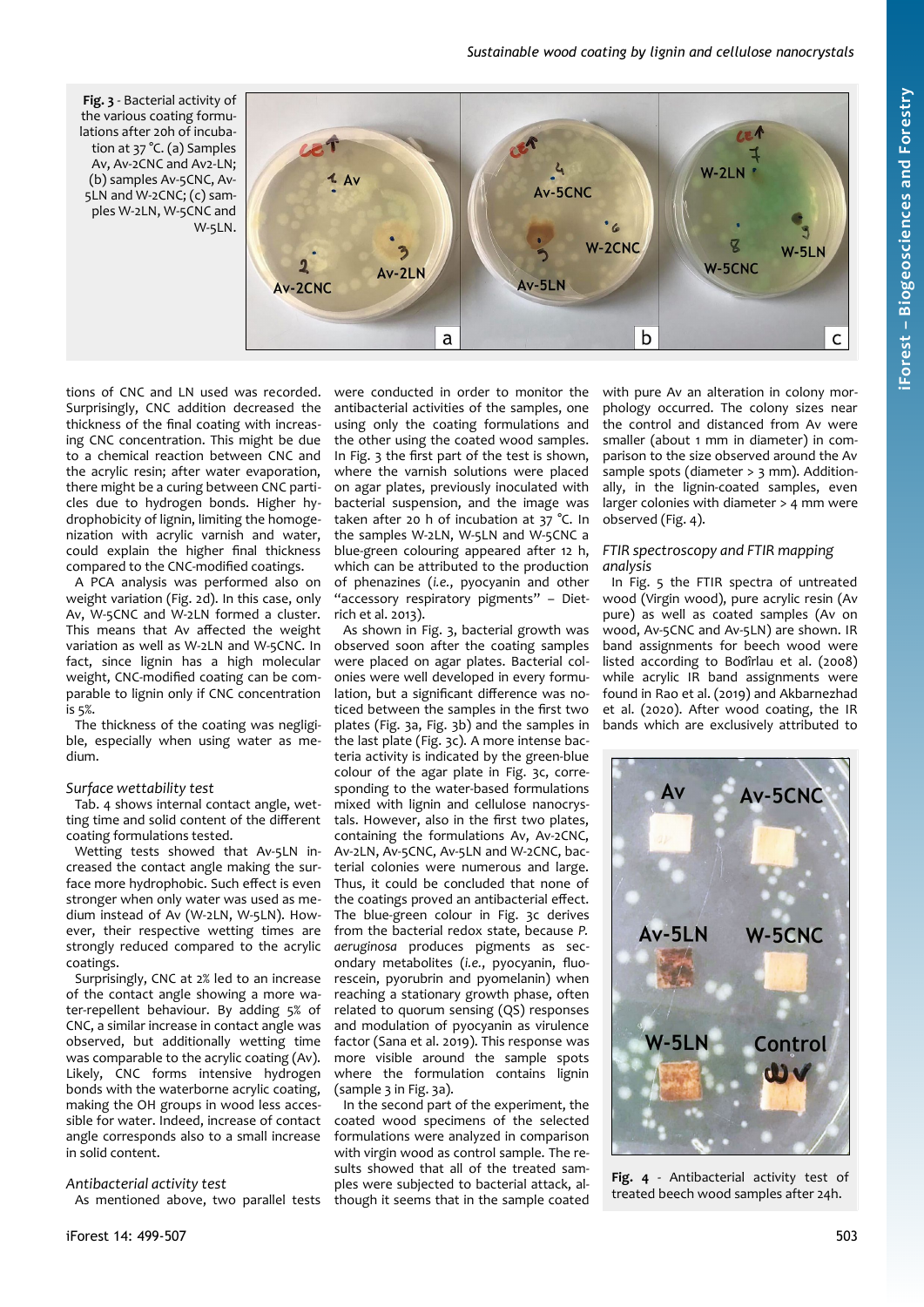Fig. 3 - Bacterial activity of the various coating formulations after 20h of incubation at 37 °C. (a) Samples Av, Av-2CNC and Av2-LN; (b) samples Av-5CNC, Av-5LN and W-2CNC; (c) samples W-2LN, W-5CNC and W-5LN.

tions of CNC and LN used was recorded. Surprisingly, CNC addition decreased the thickness of the final coating with increasing CNC concentration. This might be due to a chemical reaction between CNC and the acrylic resin; after water evaporation, there might be a curing between CNC particles due to hydrogen bonds. Higher hydrophobicity of lignin, limiting the homogenization with acrylic varnish and water, could explain the higher final thickness compared to the CNC-modified coatings.

A PCA analysis was performed also on weight variation (Fig. 2d). In this case, only Av, W-5CNC and W-2LN formed a cluster. This means that Av affected the weight variation as well as W-2LN and W-5CNC. In fact, since lignin has a high molecular weight, CNC-modified coating can be comparable to lignin only if CNC concentration is 5%.

The thickness of the coating was negligible, especially when using water as medium.

### *Surface wettability test*

Tab. 4 shows internal contact angle, wetting time and solid content of the different coating formulations tested.

Wetting tests showed that Av-5LN increased the contact angle making the surface more hydrophobic. Such effect is even stronger when only water was used as medium instead of Av (W-2LN, W-5LN). However, their respective wetting times are strongly reduced compared to the acrylic coatings.

Surprisingly, CNC at 2% led to an increase of the contact angle showing a more water-repellent behaviour. By adding 5% of CNC, a similar increase in contact angle was observed, but additionally wetting time was comparable to the acrylic coating (Av). Likely, CNC forms intensive hydrogen bonds with the waterborne acrylic coating, making the OH groups in wood less accessible for water. Indeed, increase of contact angle corresponds also to a small increase in solid content.

### *Antibacterial activity test*

As mentioned above, two parallel tests were conducted in order to monitor the antibacterial activities of the samples, one using only the coating formulations and the other using the coated wood samples. In Fig. 3 the first part of the test is shown, where the varnish solutions were placed on agar plates, previously inoculated with bacterial suspension, and the image was taken after 20 h of incubation at 37 °C. In the samples W-2LN, W-5LN and W-5CNC a blue-green colouring appeared after 12 h, which can be attributed to the production of phenazines (*i.e.*, pyocyanin and other "accessory respiratory pigments" – Dietrich et al. 2013).

As shown in Fig. 3, bacterial growth was observed soon after the coating samples were placed on agar plates. Bacterial colonies were well developed in every formulation, but a significant difference was noticed between the samples in the first two plates (Fig. 3a, Fig. 3b) and the samples in the last plate (Fig. 3c). A more intense bacteria activity is indicated by the green-blue colour of the agar plate in Fig. 3c, corresponding to the water-based formulations mixed with lignin and cellulose nanocrystals. However, also in the first two plates, containing the formulations Av, Av-2CNC, Av-2LN, Av-5CNC, Av-5LN and W-2CNC, bacterial colonies were numerous and large. Thus, it could be concluded that none of the coatings proved an antibacterial effect. The blue-green colour in Fig. 3c derives from the bacterial redox state, because *P. aeruginosa* produces pigments as secondary metabolites (*i.e.*, pyocyanin, fluorescein, pyorubrin and pyomelanin) when reaching a stationary growth phase, often related to quorum sensing (QS) responses and modulation of pyocyanin as virulence factor (Sana et al. 2019). This response was more visible around the sample spots where the formulation contains lignin (sample 3 in Fig. 3a).

In the second part of the experiment, the coated wood specimens of the selected formulations were analyzed in comparison with virgin wood as control sample. The results showed that all of the treated samples were subjected to bacterial attack, although it seems that in the sample coated with pure Av an alteration in colony morphology occurred. The colony sizes near the control and distanced from Av were smaller (about 1 mm in diameter) in comparison to the size observed around the Av sample spots (diameter > 3 mm). Additionally, in the lignin-coated samples, even larger colonies with diameter > 4 mm were observed (Fig. 4).

### *FTIR spectroscopy and FTIR mapping analysis*

In Fig. 5 the FTIR spectra of untreated wood (Virgin wood), pure acrylic resin (Av pure) as well as coated samples (Av on wood, Av-5CNC and Av-5LN) are shown. IR band assignments for beech wood were listed according to Bodîrlau et al. (2008) while acrylic IR band assignments were found in Rao et al. (2019) and Akbarnezhad et al. (2020). After wood coating, the IR bands which are exclusively attributed to

Fig. 4 - Antibacterial activity test of treated beech wood samples after 24h.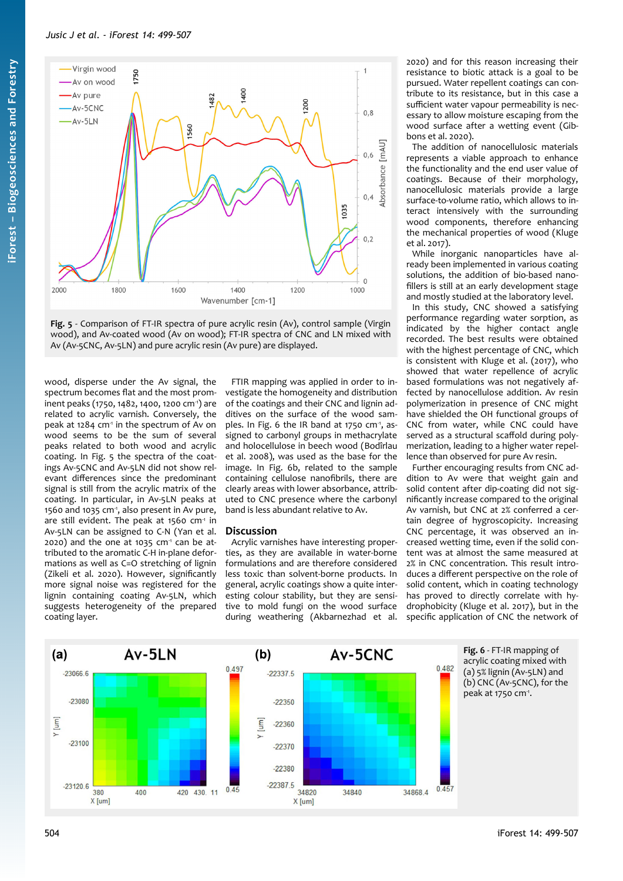Fig. 5 - Comparison of FT-IR spectra of pure acrylic resin (Av), control sample (Virgin wood), and Av-coated wood (Av on wood); FT-IR spectra of CNC and LN mixed with Av (Av-5CNC, Av-5LN) and pure acrylic resin (Av pure) are displayed.

wood, disperse under the Av signal, the spectrum becomes flat and the most prominent peaks (1750, 1482, 1400, 1200 cm$^{-1}$) are related to acrylic varnish. Conversely, the peak at 1284 cm$^{-1}$ in the spectrum of Av on wood seems to be the sum of several peaks related to both wood and acrylic coating. In Fig. 5 the spectra of the coatings Av-5CNC and Av-5LN did not show relevant differences since the predominant signal is still from the acrylic matrix of the coating. In particular, in Av-5LN peaks at 1560 and 1035 cm$^{-1}$, also present in Av pure, are still evident. The peak at 1560 cm$^{-1}$ in Av-5LN can be assigned to C-N (Yan et al. 2020) and the one at 1035 cm$^{-1}$ can be attributed to the aromatic C-H in-plane deformations as well as C=O stretching of lignin (Zikeli et al. 2020). However, significantly more signal noise was registered for the lignin containing coating Av-5LN, which suggests heterogeneity of the prepared coating layer.

FTIR mapping was applied in order to investigate the homogeneity and distribution of the coatings and their CNC and lignin additives on the surface of the wood samples. In Fig. 6 the IR band at 1750 cm$^{-1}$, assigned to carbonyl groups in methacrylate and holocellulose in beech wood (Bodîrlau et al. 2008), was used as the base for the image. In Fig. 6b, related to the sample containing cellulose nanofibrils, there are clearly areas with lower absorbance, attributed to CNC presence where the carbonyl band is less abundant relative to Av.

## Discussion

Acrylic varnishes have interesting properties, as they are available in water-borne formulations and are therefore considered less toxic than solvent-borne products. In general, acrylic coatings show a quite interesting colour stability, but they are sensitive to mold fungi on the wood surface during weathering (Akbarnezhad et al. 2020) and for this reason increasing their resistance to biotic attack is a goal to be pursued. Water repellent coatings can contribute to its resistance, but in this case a sufficient water vapour permeability is necessary to allow moisture escaping from the wood surface after a wetting event (Gibbons et al. 2020).

The addition of nanocellulosic materials represents a viable approach to enhance the functionality and the end user value of coatings. Because of their morphology, nanocellulosic materials provide a large surface-to-volume ratio, which allows to interact intensively with the surrounding wood components, therefore enhancing the mechanical properties of wood (Kluge et al. 2017).

While inorganic nanoparticles have already been implemented in various coating solutions, the addition of bio-based nanofillers is still at an early development stage and mostly studied at the laboratory level.

In this study, CNC showed a satisfying performance regarding water sorption, as indicated by the higher contact angle recorded. The best results were obtained with the highest percentage of CNC, which is consistent with Kluge et al. (2017), who showed that water repellence of acrylic based formulations was not negatively affected by nanocellulose addition. Av resin polymerization in presence of CNC might have shielded the OH functional groups of CNC from water, while CNC could have served as a structural scaffold during polymerization, leading to a higher water repellence than observed for pure Av resin.

Further encouraging results from CNC addition to Av were that weight gain and solid content after dip-coating did not significantly increase compared to the original Av varnish, but CNC at 2% conferred a certain degree of hygroscopicity. Increasing CNC percentage, it was observed an increased wetting time, even if the solid content was at almost the same measured at 2% in CNC concentration. This result introduces a different perspective on the role of solid content, which in coating technology has proved to directly correlate with hydrophobicity (Kluge et al. 2017), but in the specific application of CNC the network of

Fig. 6 - FT-IR mapping of acrylic coating mixed with (a) 5% lignin (Av-5LN) and (b) CNC (Av-5CNC), for the peak at 1750 cm$^{-1}$.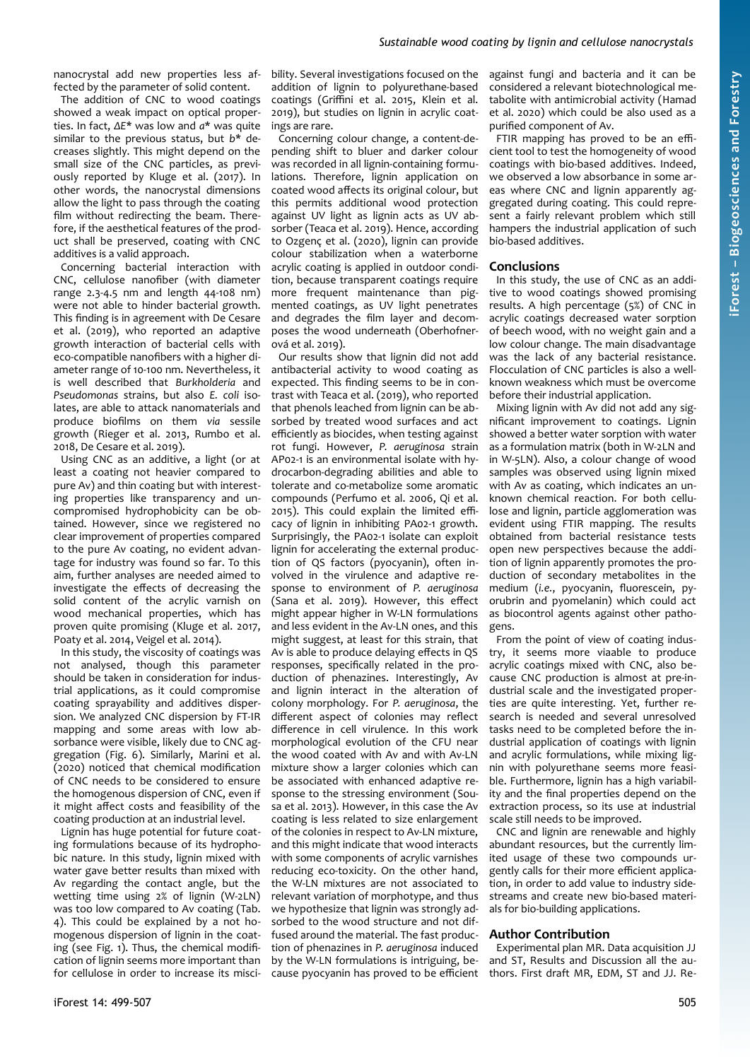nanocrystal add new properties less affected by the parameter of solid content.

The addition of CNC to wood coatings showed a weak impact on optical properties. In fact, Δ*E** was low and *a** was quite similar to the previous status, but *b** decreases slightly. This might depend on the small size of the CNC particles, as previously reported by Kluge et al. (2017). In other words, the nanocrystal dimensions allow the light to pass through the coating film without redirecting the beam. Therefore, if the aesthetical features of the product shall be preserved, coating with CNC additives is a valid approach.

Concerning bacterial interaction with CNC, cellulose nanofiber (with diameter range 2.3-4.5 nm and length 44-108 nm) were not able to hinder bacterial growth. This finding is in agreement with De Cesare et al. (2019), who reported an adaptive growth interaction of bacterial cells with eco-compatible nanofibers with a higher diameter range of 10-100 nm. Nevertheless, it is well described that *Burkholderia* and *Pseudomonas* strains, but also *E. coli* isolates, are able to attack nanomaterials and produce biofilms on them *via* sessile growth (Rieger et al. 2013, Rumbo et al. 2018, De Cesare et al. 2019).

Using CNC as an additive, a light (or at least a coating not heavier compared to pure Av) and thin coating but with interesting properties like transparency and uncompromised hydrophobicity can be obtained. However, since we registered no clear improvement of properties compared to the pure Av coating, no evident advantage for industry was found so far. To this aim, further analyses are needed aimed to investigate the effects of decreasing the solid content of the acrylic varnish on wood mechanical properties, which has proven quite promising (Kluge et al. 2017, Poaty et al. 2014, Veigel et al. 2014).

In this study, the viscosity of coatings was not analysed, though this parameter should be taken in consideration for industrial applications, as it could compromise coating sprayability and additives dispersion. We analyzed CNC dispersion by FT-IR mapping and some areas with low absorbance were visible, likely due to CNC aggregation (Fig. 6). Similarly, Marini et al. (2020) noticed that chemical modification of CNC needs to be considered to ensure the homogenous dispersion of CNC, even if it might affect costs and feasibility of the coating production at an industrial level.

Lignin has huge potential for future coating formulations because of its hydrophobic nature. In this study, lignin mixed with water gave better results than mixed with Av regarding the contact angle, but the wetting time using 2% of lignin (W-2LN) was too low compared to Av coating (Tab. 4). This could be explained by a not homogenous dispersion of lignin in the coating (see Fig. 1). Thus, the chemical modification of lignin seems more important than for cellulose in order to increase its miscibility. Several investigations focused on the addition of lignin to polyurethane-based coatings (Griffini et al. 2015, Klein et al. 2019), but studies on lignin in acrylic coatings are rare.

Concerning colour change, a content-depending shift to bluer and darker colour was recorded in all lignin-containing formulations. Therefore, lignin application on coated wood affects its original colour, but this permits additional wood protection against UV light as lignin acts as UV absorber (Teaca et al. 2019). Hence, according to Ozgenç et al. (2020), lignin can provide colour stabilization when a waterborne acrylic coating is applied in outdoor condition, because transparent coatings require more frequent maintenance than pigmented coatings, as UV light penetrates and degrades the film layer and decomposes the wood underneath (Oberhofnerová et al. 2019).

Our results show that lignin did not add antibacterial activity to wood coating as expected. This finding seems to be in contrast with Teaca et al. (2019), who reported that phenols leached from lignin can be absorbed by treated wood surfaces and act efficiently as biocides, when testing against rot fungi. However, *P. aeruginosa* strain AP02-1 is an environmental isolate with hydrocarbon-degrading abilities and able to tolerate and co-metabolize some aromatic compounds (Perfumo et al. 2006, Qi et al. 2015). This could explain the limited efficacy of lignin in inhibiting PA02-1 growth. Surprisingly, the PA02-1 isolate can exploit lignin for accelerating the external production of QS factors (pyocyanin), often involved in the virulence and adaptive response to environment of *P. aeruginosa* (Sana et al. 2019). However, this effect might appear higher in W-LN formulations and less evident in the Av-LN ones, and this might suggest, at least for this strain, that Av is able to produce delaying effects in QS responses, specifically related in the production of phenazines. Interestingly, Av and lignin interact in the alteration of colony morphology. For *P. aeruginosa*, the different aspect of colonies may reflect difference in cell virulence. In this work morphological evolution of the CFU near the wood coated with Av and with Av-LN mixture show a larger colonies which can be associated with enhanced adaptive response to the stressing environment (Sousa et al. 2013). However, in this case the Av coating is less related to size enlargement of the colonies in respect to Av-LN mixture, and this might indicate that wood interacts with some components of acrylic varnishes reducing eco-toxicity. On the other hand, the W-LN mixtures are not associated to relevant variation of morphotype, and thus we hypothesize that lignin was strongly adsorbed to the wood structure and not diffused around the material. The fast production of phenazines in *P. aeruginosa* induced by the W-LN formulations is intriguing, because pyocyanin has proved to be efficient against fungi and bacteria and it can be considered a relevant biotechnological metabolite with antimicrobial activity (Hamad et al. 2020) which could be also used as a purified component of Av.

FTIR mapping has proved to be an efficient tool to test the homogeneity of wood coatings with bio-based additives. Indeed, we observed a low absorbance in some areas where CNC and lignin apparently aggregated during coating. This could represent a fairly relevant problem which still hampers the industrial application of such bio-based additives.

## Conclusions

In this study, the use of CNC as an additive to wood coatings showed promising results. A high percentage (5%) of CNC in acrylic coatings decreased water sorption of beech wood, with no weight gain and a low colour change. The main disadvantage was the lack of any bacterial resistance. Flocculation of CNC particles is also a well-known weakness which must be overcome before their industrial application.

Mixing lignin with Av did not add any significant improvement to coatings. Lignin showed a better water sorption with water as a formulation matrix (both in W-2LN and in W-5LN). Also, a colour change of wood samples was observed using lignin mixed with Av as coating, which indicates an unknown chemical reaction. For both cellulose and lignin, particle agglomeration was evident using FTIR mapping. The results obtained from bacterial resistance tests open new perspectives because the addition of lignin apparently promotes the production of secondary metabolites in the medium (*i.e.*, pyocyanin, fluorescein, pyorubrin and pyomelanin) which could act as biocontrol agents against other pathogens.

From the point of view of coating industry, it seems more viaable to produce acrylic coatings mixed with CNC, also because CNC production is almost at pre-industrial scale and the investigated properties are quite interesting. Yet, further research is needed and several unresolved tasks need to be completed before the industrial application of coatings with lignin and acrylic formulations, while mixing lignin with polyurethane seems more feasible. Furthermore, lignin has a high variability and the final properties depend on the extraction process, so its use at industrial scale still needs to be improved.

CNC and lignin are renewable and highly abundant resources, but the currently limited usage of these two compounds urgently calls for their more efficient application, in order to add value to industry side-streams and create new bio-based materials for bio-building applications.

## Author Contribution

Experimental plan MR. Data acquisition JJ and ST, Results and Discussion all the authors. First draft MR, EDM, ST and JJ. Re-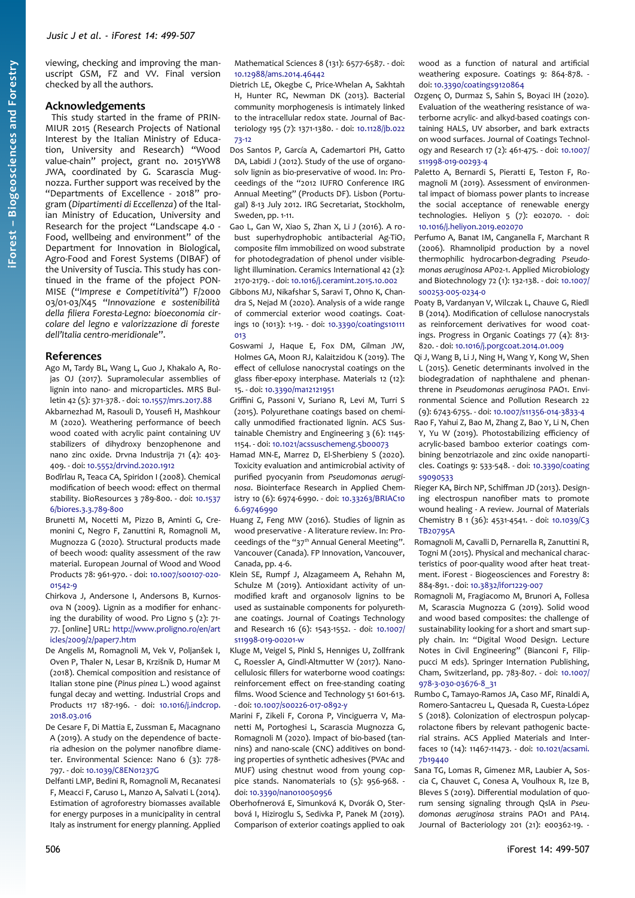viewing, checking and improving the manuscript GSM, FZ and VV. Final version checked by all the authors.

## Acknowledgements

This study started in the frame of PRIN-MIUR 2015 (Research Projects of National Interest by the Italian Ministry of Education, University and Research) "Wood value-chain" project, grant no. 2015YW8 JWA, coordinated by G. Scarascia Mugnozza. Further support was received by the "Departments of Excellence - 2018" program (*Dipartimenti di Eccellenza*) of the Italian Ministry of Education, University and Research for the project "Landscape 4.0 - Food, wellbeing and environment" of the Department for Innovation in Biological, Agro-Food and Forest Systems (DIBAF) of the University of Tuscia. This study has continued in the frame of the pfoject PON-MISE ("*Imprese e Competitività*") F/2000 03/01-03/X45 "*Innovazione e sostenibilità della filiera Foresta-Legno: bioeconomia circolare del legno e valorizzazione di foreste dell'Italia centro-meridionale*".

## References

Ago M, Tardy BL, Wang L, Guo J, Khakalo A, Rojas OJ (2017). Supramolecular assemblies of lignin into nano- and microparticles. MRS Bulletin 42 (5): 371-378. - doi: 10.1557/mrs.2017.88

Akbarnezhad M, Rasouli D, Yousefi H, Mashkour M (2020). Weathering performance of beech wood coated with acrylic paint containing UV stabilizers of dihydroxy benzophenone and nano zinc oxide. Drvna Industrija 71 (4): 403-409. - doi: 10.5552/drvind.2020.1912

Bodîrlau R, Teaca CA, Spiridon I (2008). Chemical modification of beech wood: effect on thermal stability. BioResources 3 789-800. - doi: 10.15376/biores.3.3.789-800

Brunetti M, Nocetti M, Pizzo B, Aminti G, Cremonini C, Negro F, Zanuttini R, Romagnoli M, Mugnozza G (2020). Structural products made of beech wood: quality assessment of the raw material. European Journal of Wood and Wood Products 78: 961-970. - doi: 10.1007/s00107-020-01542-9

Chirkova J, Andersone I, Andersons B, Kurnosova N (2009). Lignin as a modifier for enhancing the durability of wood. Pro Ligno 5 (2): 71-77. [online] URL: http://www.proligno.ro/en/articles/2009/2/paper7.htm

De Angelis M, Romagnoli M, Vek V, Poljanšek I, Oven P, Thaler N, Lesar B, Kržišnik D, Humar M (2018). Chemical composition and resistance of Italian stone pine (*Pinus pinea* L.) wood against fungal decay and wetting. Industrial Crops and Products 117 187-196. - doi: 10.1016/j.indcrop.2018.03.016

De Cesare F, Di Mattia E, Zussman E, Macagnano A (2019). A study on the dependence of bacteria adhesion on the polymer nanofibre diameter. Environmental Science: Nano 6 (3): 778-797. - doi: 10.1039/C8EN01237G

Delfanti LMP, Bedini R, Romagnoli M, Recanatesi F, Meacci F, Caruso L, Manzo A, Salvati L (2014). Estimation of agroforestry biomasses available for energy purposes in a municipality in central Italy as instrument for energy planning. Applied Mathematical Sciences 8 (131): 6577-6587. - doi: 10.12988/ams.2014.46442

Dietrich LE, Okegbe C, Price-Whelan A, Sakhtah H, Hunter RC, Newman DK (2013). Bacterial community morphogenesis is intimately linked to the intracellular redox state. Journal of Bacteriology 195 (7): 1371-1380. - doi: 10.1128/jb.02273-12

Dos Santos P, García A, Cademartori PH, Gatto DA, Labidi J (2012). Study of the use of organosolv lignin as bio-preservative of wood. In: Proceedings of the "2012 IUFRO Conference IRG Annual Meeting" (Products DF). Lisbon (Portugal) 8-13 July 2012. IRG Secretariat, Stockholm, Sweden, pp. 1-11.

Gao L, Gan W, Xiao S, Zhan X, Li J (2016). A robust superhydrophobic antibacterial Ag-$TiO_2$ composite film immobilized on wood substrate for photodegradation of phenol under visible-light illumination. Ceramics International 42 (2): 2170-2179. - doi: 10.1016/j.ceramint.2015.10.002

Gibbons MJ, Nikafshar S, Saravi T, Ohno K, Chandra S, Nejad M (2020). Analysis of a wide range of commercial exterior wood coatings. Coatings 10 (1013): 1-19. - doi: 10.3390/coatings10111013

Goswami J, Haque E, Fox DM, Gilman JW, Holmes GA, Moon RJ, Kalaitzidou K (2019). The effect of cellulose nanocrystal coatings on the glass fiber-epoxy interphase. Materials 12 (12): 15. - doi: 10.3390/ma12121951

Griffini G, Passoni V, Suriano R, Levi M, Turri S (2015). Polyurethane coatings based on chemically unmodified fractionated lignin. ACS Sustainable Chemistry and Engineering 3 (6): 1145-1154. - doi: 10.1021/acssuschemeng.5b00073

Hamad MN-E, Marrez D, El-Sherbieny S (2020). Toxicity evaluation and antimicrobial activity of purified pyocyanin from *Pseudomonas aeruginosa*. Biointerface Research in Applied Chemistry 10 (6): 6974-6990. - doi: 10.33263/BRIAC106.69746990

Huang Z, Feng MW (2016). Studies of lignin as wood preservative - A literature review. In: Proceedings of the "37th Annual General Meeting". Vancouver (Canada). FP Innovation, Vancouver, Canada, pp. 4-6.

Klein SE, Rumpf J, Alzagameem A, Rehahn M, Schulze M (2019). Antioxidant activity of unmodified kraft and organosolv lignins to be used as sustainable components for polyurethane coatings. Journal of Coatings Technology and Research 16 (6): 1543-1552. - doi: 10.1007/s11998-019-00201-w

Kluge M, Veigel S, Pinkl S, Henniges U, Zollfrank C, Roessler A, Gindl-Altmutter W (2017). Nanocellulosic fillers for waterborne wood coatings: reinforcement effect on free-standing coating films. Wood Science and Technology 51 601-613. - doi: 10.1007/s00226-017-0892-y

Marini F, Zikeli F, Corona P, Vinciguerra V, Manetti M, Portoghesi L, Scarascia Mugnozza G, Romagnoli M (2020). Impact of bio-based (tannins) and nano-scale (CNC) additives on bonding properties of synthetic adhesives (PVAc and MUF) using chestnut wood from young coppice stands. Nanomaterials 10 (5): 956-968. - doi: 10.3390/nano10050956

Oberhofnerová E, Simunková K, Dvorák O, Sterbová I, Hiziroglu S, Sedivka P, Panek M (2019). Comparison of exterior coatings applied to oak wood as a function of natural and artificial weathering exposure. Coatings 9: 864-878. - doi: 10.3390/coatings9120864

Ozgenç O, Durmaz S, Sahin S, Boyaci IH (2020). Evaluation of the weathering resistance of waterborne acrylic- and alkyd-based coatings containing HALS, UV absorber, and bark extracts on wood surfaces. Journal of Coatings Technology and Research 17 (2): 461-475. - doi: 10.1007/s11998-019-00293-4

Paletto A, Bernardi S, Pieratti E, Teston F, Romagnoli M (2019). Assessment of environmental impact of biomass power plants to increase the social acceptance of renewable energy technologies. Heliyon 5 (7): e02070. - doi: 10.1016/j.heliyon.2019.e02070

Perfumo A, Banat IM, Canganella F, Marchant R (2006). Rhamnolipid production by a novel thermophilic hydrocarbon-degrading *Pseudomonas aeruginosa* AP02-1. Applied Microbiology and Biotechnology 72 (1): 132-138. - doi: 10.1007/s00253-005-0234-0

Poaty B, Vardanyan V, Wilczak L, Chauve G, Riedl B (2014). Modification of cellulose nanocrystals as reinforcement derivatives for wood coatings. Progress in Organic Coatings 77 (4): 813-820. - doi: 10.1016/j.porgcoat.2014.01.009

Qi J, Wang B, Li J, Ning H, Wang Y, Kong W, Shen L (2015). Genetic determinants involved in the biodegradation of naphthalene and phenanthrene in *Pseudomonas aeruginosa* PAO1. Environmental Science and Pollution Research 22 (9): 6743-6755. - doi: 10.1007/s11356-014-3833-4

Rao F, Yahui Z, Bao M, Zhang Z, Bao Y, Li N, Chen Y, Yu W (2019). Photostabilizing efficiency of acrylic-based bamboo exterior coatings combining benzotriazole and zinc oxide nanoparticles. Coatings 9: 533-548. - doi: 10.3390/coatings9090533

Rieger KA, Birch NP, Schiffman JD (2013). Designing electrospun nanofiber mats to promote wound healing - A review. Journal of Materials Chemistry B 1 (36): 4531-4541. - doi: 10.1039/C3TB20795A

Romagnoli M, Cavalli D, Pernarella R, Zanuttini R, Togni M (2015). Physical and mechanical characteristics of poor-quality wood after heat treatment. iForest - Biogeosciences and Forestry 8: 884-891. - doi: 10.3832/ifor1229-007

Romagnoli M, Fragiacomo M, Brunori A, Follesa M, Scarascia Mugnozza G (2019). Solid wood and wood based composites: the challenge of sustainability looking for a short and smart supply chain. In: "Digital Wood Design. Lecture Notes in Civil Engineering" (Bianconi F, Filippucci M eds). Springer International Publishing, Cham, Switzerland, pp. 783-807. - doi: 10.1007/978-3-030-03676-8_31

Rumbo C, Tamayo-Ramos JA, Caso MF, Rinaldi A, Romero-Santacreu L, Quesada R, Cuesta-López S (2018). Colonization of electrospun polycaprolactone fibers by relevant pathogenic bacterial strains. ACS Applied Materials and Interfaces 10 (14): 11467-11473. - doi: 10.1021/acsami.7b19440

Sana TG, Lomas R, Gimenez MR, Laubier A, Soscia C, Chauvet C, Conesa A, Voulhoux R, Ize B, Bleves S (2019). Differential modulation of quorum sensing signaling through QslA in *Pseudomonas aeruginosa* strains PAO1 and PA14. Journal of Bacteriology 201 (21): e00362-19. -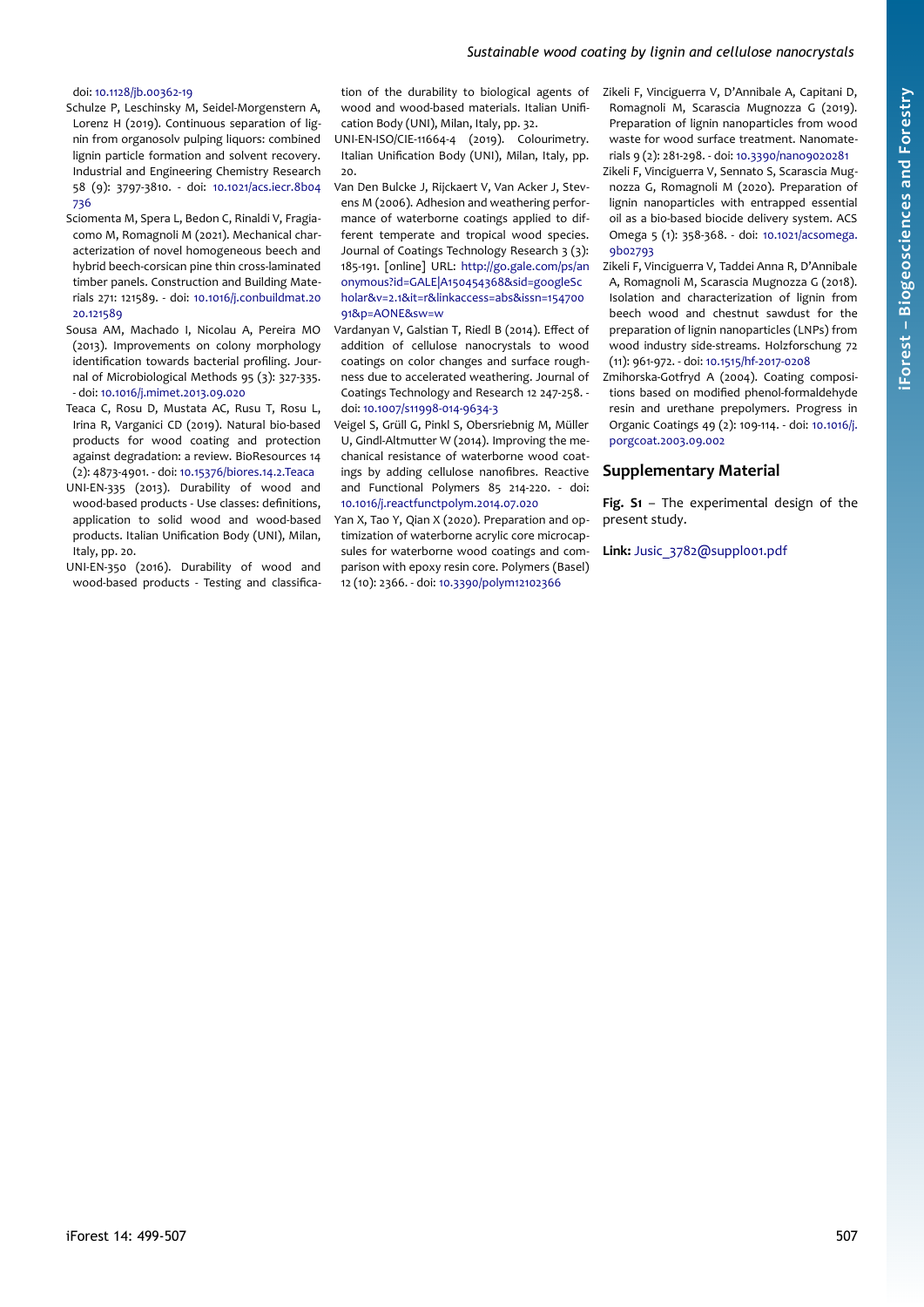doi: 10.1128/jb.00362-19

Schulze P, Leschinsky M, Seidel-Morgenstern A, Lorenz H (2019). Continuous separation of lignin from organosolv pulping liquors: combined lignin particle formation and solvent recovery. Industrial and Engineering Chemistry Research 58 (9): 3797-3810. - doi: 10.1021/acs.iecr.8b04736

Sciomenta M, Spera L, Bedon C, Rinaldi V, Fragiacomo M, Romagnoli M (2021). Mechanical characterization of novel homogeneous beech and hybrid beech-corsican pine thin cross-laminated timber panels. Construction and Building Materials 271: 121589. - doi: 10.1016/j.conbuildmat.2020.121589

Sousa AM, Machado I, Nicolau A, Pereira MO (2013). Improvements on colony morphology identification towards bacterial profiling. Journal of Microbiological Methods 95 (3): 327-335. - doi: 10.1016/j.mimet.2013.09.020

Teaca C, Rosu D, Mustata AC, Rusu T, Rosu L, Irina R, Varganici CD (2019). Natural bio-based products for wood coating and protection against degradation: a review. BioResources 14 (2): 4873-4901. - doi: 10.15376/biores.14.2.Teaca

UNI-EN-335 (2013). Durability of wood and wood-based products - Use classes: definitions, application to solid wood and wood-based products. Italian Unification Body (UNI), Milan, Italy, pp. 20.

UNI-EN-350 (2016). Durability of wood and wood-based products - Testing and classification of the durability to biological agents of wood and wood-based materials. Italian Unification Body (UNI), Milan, Italy, pp. 32.

UNI-EN-ISO/CIE-11664-4 (2019). Colourimetry. Italian Unification Body (UNI), Milan, Italy, pp. 20.

Van Den Bulcke J, Rijckaert V, Van Acker J, Stevens M (2006). Adhesion and weathering performance of waterborne coatings applied to different temperate and tropical wood species. Journal of Coatings Technology Research 3 (3): 185-191. [online] URL: http://go.gale.com/ps/anonymous?id=GALE|A150454368&sid=googleScholar&v=2.1&it=r&linkaccess=abs&issn=15470091&p=AONE&sw=w

Vardanyan V, Galstian T, Riedl B (2014). Effect of addition of cellulose nanocrystals to wood coatings on color changes and surface roughness due to accelerated weathering. Journal of Coatings Technology and Research 12 247-258. - doi: 10.1007/s11998-014-9634-3

Veigel S, Grüll G, Pinkl S, Obersriebnig M, Müller U, Gindl-Altmutter W (2014). Improving the mechanical resistance of waterborne wood coatings by adding cellulose nanofibres. Reactive and Functional Polymers 85 214-220. - doi: 10.1016/j.reactfunctpolym.2014.07.020

Yan X, Tao Y, Qian X (2020). Preparation and optimization of waterborne acrylic core microcapsules for waterborne wood coatings and comparison with epoxy resin core. Polymers (Basel) 12 (10): 2366. - doi: 10.3390/polym12102366

Zikeli F, Vinciguerra V, D'Annibale A, Capitani D, Romagnoli M, Scarascia Mugnozza G (2019). Preparation of lignin nanoparticles from wood waste for wood surface treatment. Nanomaterials 9 (2): 281-298. - doi: 10.3390/nano9020281

Zikeli F, Vinciguerra V, Sennato S, Scarascia Mugnozza G, Romagnoli M (2020). Preparation of lignin nanoparticles with entrapped essential oil as a bio-based biocide delivery system. ACS Omega 5 (1): 358-368. - doi: 10.1021/acsomega.9b02793

Zikeli F, Vinciguerra V, Taddei Anna R, D'Annibale A, Romagnoli M, Scarascia Mugnozza G (2018). Isolation and characterization of lignin from beech wood and chestnut sawdust for the preparation of lignin nanoparticles (LNPs) from wood industry side-streams. Holzforschung 72 (11): 961-972. - doi: 10.1515/hf-2017-0208

Zmihorska-Gotfryd A (2004). Coating compositions based on modified phenol-formaldehyde resin and urethane prepolymers. Progress in Organic Coatings 49 (2): 109-114. - doi: 10.1016/j.porgcoat.2003.09.002

## Supplementary Material

**Fig. S1** – The experimental design of the present study.

**Link:** Jusic_3782@suppl001.pdf